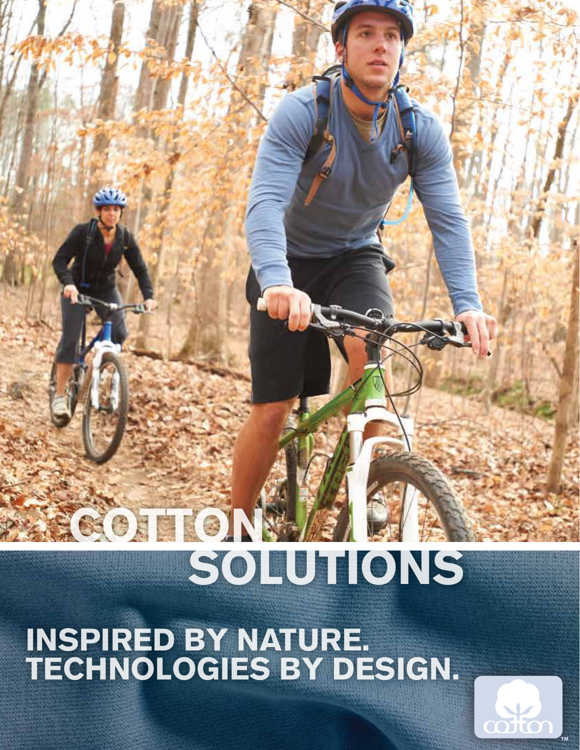# COTTON SOLUTIONS

## INSPIRED BY NATURE.
## TECHNOLOGIES BY DESIGN.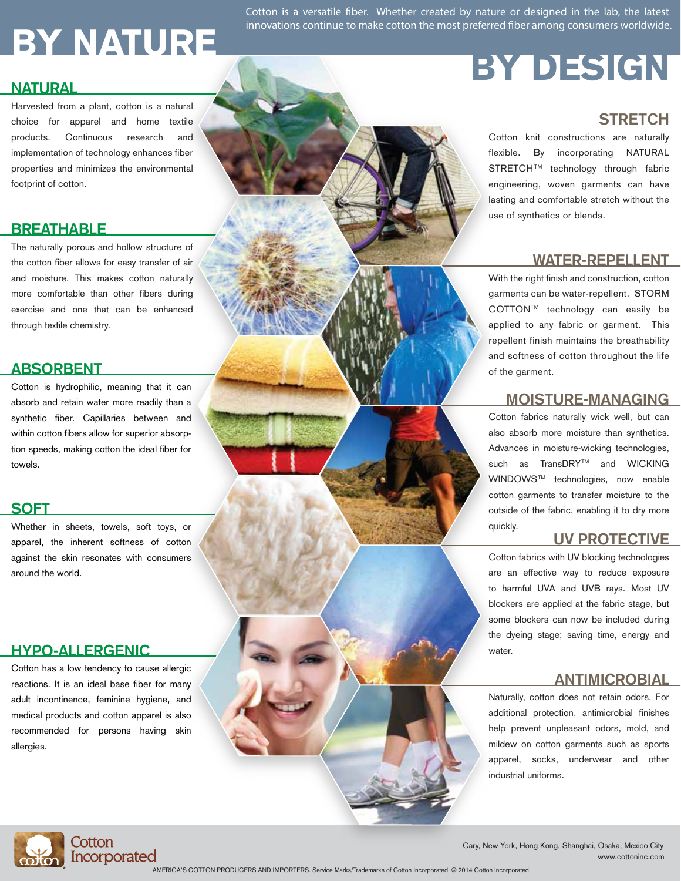# BY NATURE

Cotton is a versatile fiber. Whether created by nature or designed in the lab, the latest innovations continue to make cotton the most preferred fiber among consumers worldwide.

## NATURAL

Harvested from a plant, cotton is a natural choice for apparel and home textile products. Continuous research and implementation of technology enhances fiber properties and minimizes the environmental footprint of cotton.

## BREATHABLE

The naturally porous and hollow structure of the cotton fiber allows for easy transfer of air and moisture. This makes cotton naturally more comfortable than other fibers during exercise and one that can be enhanced through textile chemistry.

## ABSORBENT

Cotton is hydrophilic, meaning that it can absorb and retain water more readily than a synthetic fiber. Capillaries between and within cotton fibers allow for superior absorption speeds, making cotton the ideal fiber for towels.

## SOFT

Whether in sheets, towels, soft toys, or apparel, the inherent softness of cotton against the skin resonates with consumers around the world.

## HYPO-ALLERGENIC

Cotton has a low tendency to cause allergic reactions. It is an ideal base fiber for many adult incontinence, feminine hygiene, and medical products and cotton apparel is also recommended for persons having skin allergies.

# BY DESIGN

## STRETCH

Cotton knit constructions are naturally flexible. By incorporating NATURAL STRETCH™ technology through fabric engineering, woven garments can have lasting and comfortable stretch without the use of synthetics or blends.

## WATER-REPELLENT

With the right finish and construction, cotton garments can be water-repellent. STORM COTTON™ technology can easily be applied to any fabric or garment. This repellent finish maintains the breathability and softness of cotton throughout the life of the garment.

## MOISTURE-MANAGING

Cotton fabrics naturally wick well, but can also absorb more moisture than synthetics. Advances in moisture-wicking technologies, such as TransDRY™ and WICKING WINDOWS™ technologies, now enable cotton garments to transfer moisture to the outside of the fabric, enabling it to dry more quickly.

## UV PROTECTIVE

Cotton fabrics with UV blocking technologies are an effective way to reduce exposure to harmful UVA and UVB rays. Most UV blockers are applied at the fabric stage, but some blockers can now be included during the dyeing stage; saving time, energy and water.

## ANTIMICROBIAL

Naturally, cotton does not retain odors. For additional protection, antimicrobial finishes help prevent unpleasant odors, mold, and mildew on cotton garments such as sports apparel, socks, underwear and other industrial uniforms.

Cotton Incorporated

Cary, New York, Hong Kong, Shanghai, Osaka, Mexico City
www.cottoninc.com

AMERICA'S COTTON PRODUCERS AND IMPORTERS. Service Marks/Trademarks of Cotton Incorporated. © 2014 Cotton Incorporated.